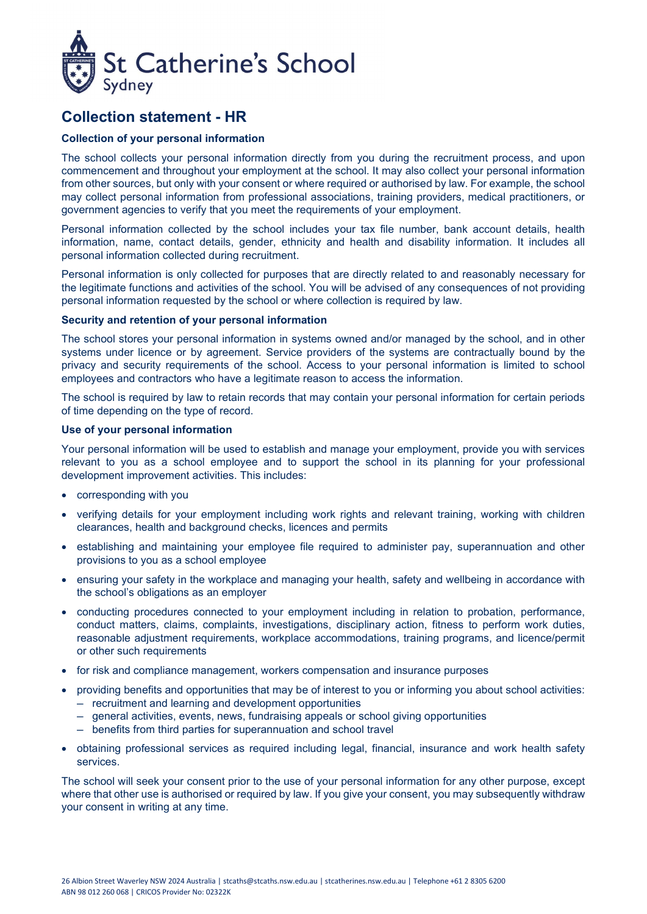St Catherine's School
Sydney

# Collection statement - HR

**Collection of your personal information**

The school collects your personal information directly from you during the recruitment process, and upon commencement and throughout your employment at the school. It may also collect your personal information from other sources, but only with your consent or where required or authorised by law. For example, the school may collect personal information from professional associations, training providers, medical practitioners, or government agencies to verify that you meet the requirements of your employment.

Personal information collected by the school includes your tax file number, bank account details, health information, name, contact details, gender, ethnicity and health and disability information. It includes all personal information collected during recruitment.

Personal information is only collected for purposes that are directly related to and reasonably necessary for the legitimate functions and activities of the school. You will be advised of any consequences of not providing personal information requested by the school or where collection is required by law.

**Security and retention of your personal information**

The school stores your personal information in systems owned and/or managed by the school, and in other systems under licence or by agreement. Service providers of the systems are contractually bound by the privacy and security requirements of the school. Access to your personal information is limited to school employees and contractors who have a legitimate reason to access the information.

The school is required by law to retain records that may contain your personal information for certain periods of time depending on the type of record.

**Use of your personal information**

Your personal information will be used to establish and manage your employment, provide you with services relevant to you as a school employee and to support the school in its planning for your professional development improvement activities. This includes:

- corresponding with you
- verifying details for your employment including work rights and relevant training, working with children clearances, health and background checks, licences and permits
- establishing and maintaining your employee file required to administer pay, superannuation and other provisions to you as a school employee
- ensuring your safety in the workplace and managing your health, safety and wellbeing in accordance with the school's obligations as an employer
- conducting procedures connected to your employment including in relation to probation, performance, conduct matters, claims, complaints, investigations, disciplinary action, fitness to perform work duties, reasonable adjustment requirements, workplace accommodations, training programs, and licence/permit or other such requirements
- for risk and compliance management, workers compensation and insurance purposes
- providing benefits and opportunities that may be of interest to you or informing you about school activities:
  - recruitment and learning and development opportunities
  - general activities, events, news, fundraising appeals or school giving opportunities
  - benefits from third parties for superannuation and school travel
- obtaining professional services as required including legal, financial, insurance and work health safety services.

The school will seek your consent prior to the use of your personal information for any other purpose, except where that other use is authorised or required by law. If you give your consent, you may subsequently withdraw your consent in writing at any time.

26 Albion Street Waverley NSW 2024 Australia | stcaths@stcaths.nsw.edu.au | stcatherines.nsw.edu.au | Telephone +61 2 8305 6200
ABN 98 012 260 068 | CRICOS Provider No: 02322K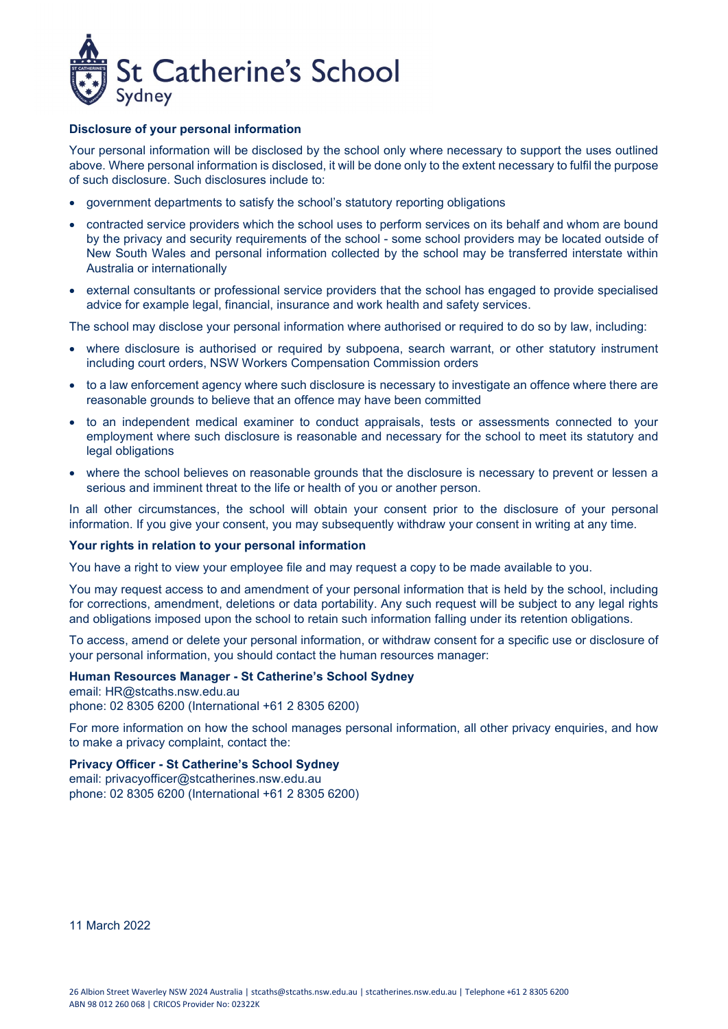St Catherine's School
Sydney

**Disclosure of your personal information**

Your personal information will be disclosed by the school only where necessary to support the uses outlined above. Where personal information is disclosed, it will be done only to the extent necessary to fulfil the purpose of such disclosure. Such disclosures include to:

- government departments to satisfy the school's statutory reporting obligations
- contracted service providers which the school uses to perform services on its behalf and whom are bound by the privacy and security requirements of the school - some school providers may be located outside of New South Wales and personal information collected by the school may be transferred interstate within Australia or internationally
- external consultants or professional service providers that the school has engaged to provide specialised advice for example legal, financial, insurance and work health and safety services.

The school may disclose your personal information where authorised or required to do so by law, including:

- where disclosure is authorised or required by subpoena, search warrant, or other statutory instrument including court orders, NSW Workers Compensation Commission orders
- to a law enforcement agency where such disclosure is necessary to investigate an offence where there are reasonable grounds to believe that an offence may have been committed
- to an independent medical examiner to conduct appraisals, tests or assessments connected to your employment where such disclosure is reasonable and necessary for the school to meet its statutory and legal obligations
- where the school believes on reasonable grounds that the disclosure is necessary to prevent or lessen a serious and imminent threat to the life or health of you or another person.

In all other circumstances, the school will obtain your consent prior to the disclosure of your personal information. If you give your consent, you may subsequently withdraw your consent in writing at any time.

**Your rights in relation to your personal information**

You have a right to view your employee file and may request a copy to be made available to you.

You may request access to and amendment of your personal information that is held by the school, including for corrections, amendment, deletions or data portability. Any such request will be subject to any legal rights and obligations imposed upon the school to retain such information falling under its retention obligations.

To access, amend or delete your personal information, or withdraw consent for a specific use or disclosure of your personal information, you should contact the human resources manager:

**Human Resources Manager - St Catherine's School Sydney**
email: HR@stcaths.nsw.edu.au
phone: 02 8305 6200 (International +61 2 8305 6200)

For more information on how the school manages personal information, all other privacy enquiries, and how to make a privacy complaint, contact the:

**Privacy Officer - St Catherine's School Sydney**
email: privacyofficer@stcatherines.nsw.edu.au
phone: 02 8305 6200 (International +61 2 8305 6200)

11 March 2022

26 Albion Street Waverley NSW 2024 Australia | stcaths@stcaths.nsw.edu.au | stcatherines.nsw.edu.au | Telephone +61 2 8305 6200
ABN 98 012 260 068 | CRICOS Provider No: 02322K